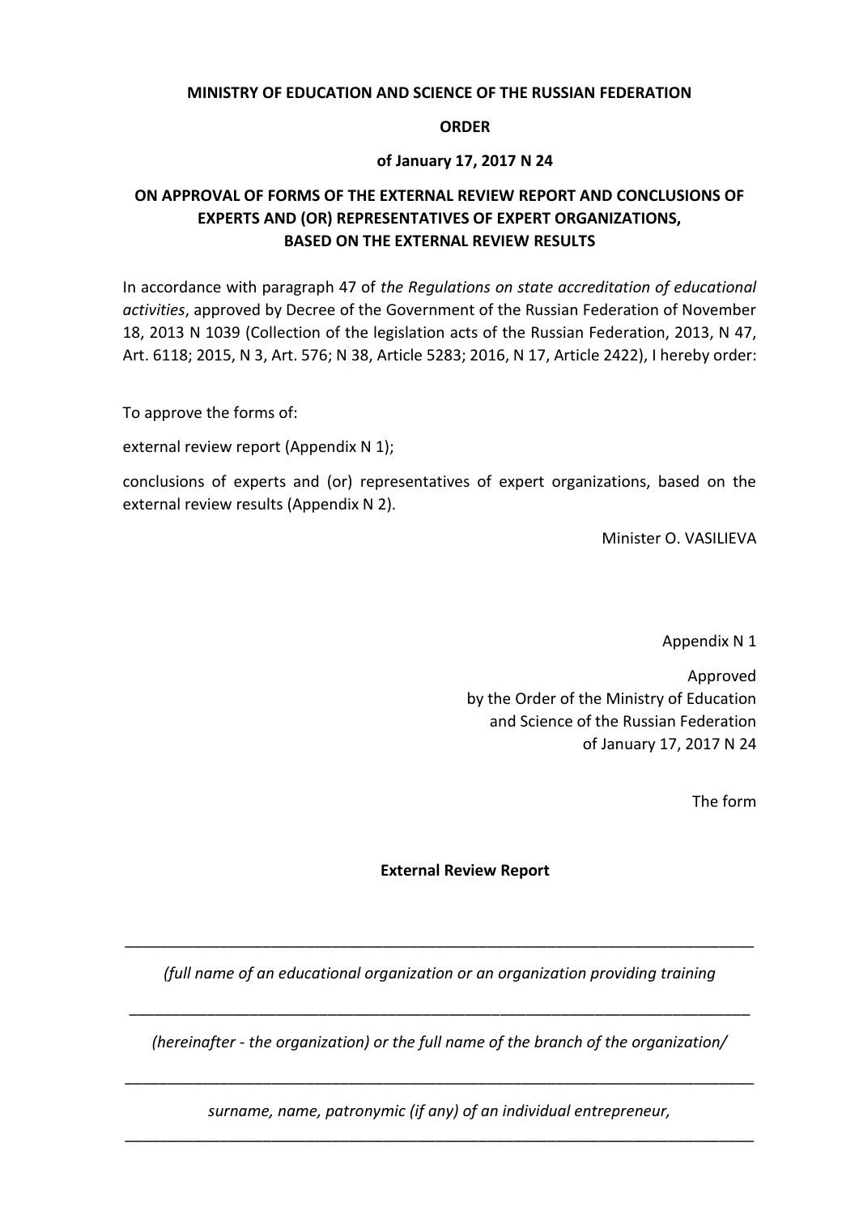**MINISTRY OF EDUCATION AND SCIENCE OF THE RUSSIAN FEDERATION**

**ORDER**

**of January 17, 2017 N 24**

**ON APPROVAL OF FORMS OF THE EXTERNAL REVIEW REPORT AND CONCLUSIONS OF EXPERTS AND (OR) REPRESENTATIVES OF EXPERT ORGANIZATIONS, BASED ON THE EXTERNAL REVIEW RESULTS**

In accordance with paragraph 47 of *the Regulations on state accreditation of educational activities*, approved by Decree of the Government of the Russian Federation of November 18, 2013 N 1039 (Collection of the legislation acts of the Russian Federation, 2013, N 47, Art. 6118; 2015, N 3, Art. 576; N 38, Article 5283; 2016, N 17, Article 2422), I hereby order:

To approve the forms of:

external review report (Appendix N 1);

conclusions of experts and (or) representatives of expert organizations, based on the external review results (Appendix N 2).

Minister O. VASILIEVA

Appendix N 1

Approved
by the Order of the Ministry of Education
and Science of the Russian Federation
of January 17, 2017 N 24

The form

**External Review Report**

\_\_\_\_\_\_\_\_\_\_\_\_\_\_\_\_\_\_\_\_\_\_\_\_\_\_\_\_\_\_\_\_\_\_\_\_\_\_\_\_\_\_\_\_\_\_\_\_\_\_\_\_\_\_\_\_\_\_\_\_\_\_\_\_\_\_\_\_\_\_\_\_

*(full name of an educational organization or an organization providing training*

\_\_\_\_\_\_\_\_\_\_\_\_\_\_\_\_\_\_\_\_\_\_\_\_\_\_\_\_\_\_\_\_\_\_\_\_\_\_\_\_\_\_\_\_\_\_\_\_\_\_\_\_\_\_\_\_\_\_\_\_\_\_\_\_\_\_\_\_\_\_\_\_

*(hereinafter - the organization) or the full name of the branch of the organization/*

\_\_\_\_\_\_\_\_\_\_\_\_\_\_\_\_\_\_\_\_\_\_\_\_\_\_\_\_\_\_\_\_\_\_\_\_\_\_\_\_\_\_\_\_\_\_\_\_\_\_\_\_\_\_\_\_\_\_\_\_\_\_\_\_\_\_\_\_\_\_\_\_

*surname, name, patronymic (if any) of an individual entrepreneur,*

\_\_\_\_\_\_\_\_\_\_\_\_\_\_\_\_\_\_\_\_\_\_\_\_\_\_\_\_\_\_\_\_\_\_\_\_\_\_\_\_\_\_\_\_\_\_\_\_\_\_\_\_\_\_\_\_\_\_\_\_\_\_\_\_\_\_\_\_\_\_\_\_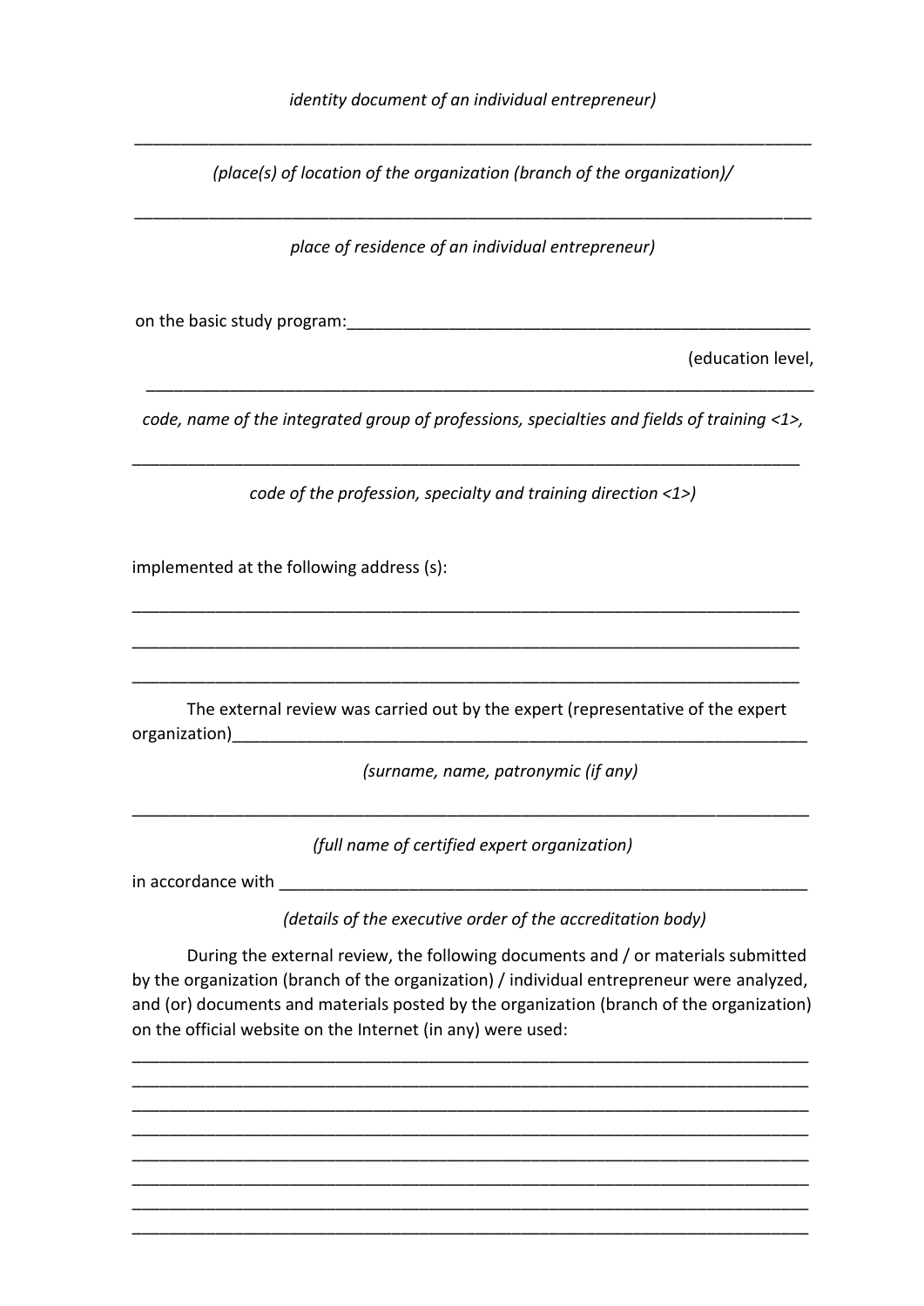*identity document of an individual entrepreneur)*

______________________________________________________________________________

*(place(s) of location of the organization (branch of the organization)/*

______________________________________________________________________________

*place of residence of an individual entrepreneur)*

on the basic study program:_____________________________________________________

(education level,

______________________________________________________________________________

*code, name of the integrated group of professions, specialties and fields of training <1>,*

______________________________________________________________________________

*code of the profession, specialty and training direction <1>)*

implemented at the following address (s):

______________________________________________________________________________

______________________________________________________________________________

______________________________________________________________________________

The external review was carried out by the expert (representative of the expert organization)_____________________________________________________________

*(surname, name, patronymic (if any)*

______________________________________________________________________________

*(full name of certified expert organization)*

in accordance with ________________________________________________________

*(details of the executive order of the accreditation body)*

During the external review, the following documents and / or materials submitted by the organization (branch of the organization) / individual entrepreneur were analyzed, and (or) documents and materials posted by the organization (branch of the organization) on the official website on the Internet (in any) were used:

______________________________________________________________________________
______________________________________________________________________________
______________________________________________________________________________
______________________________________________________________________________
______________________________________________________________________________
______________________________________________________________________________
______________________________________________________________________________
______________________________________________________________________________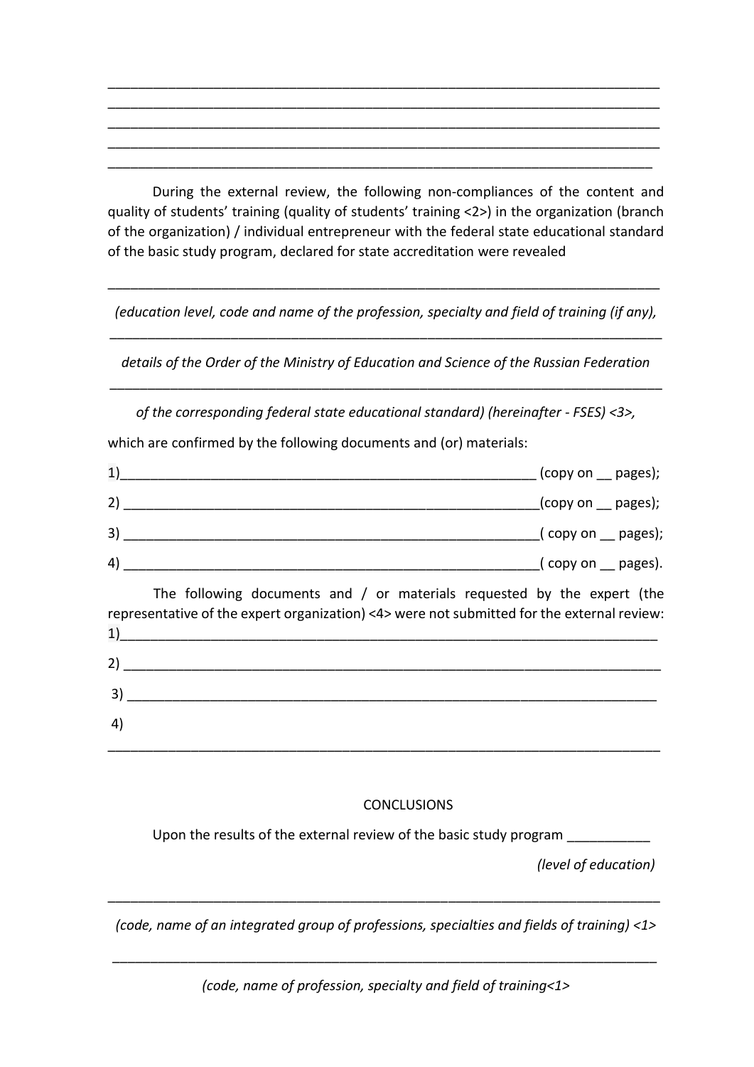\_\_\_\_\_\_\_\_\_\_\_\_\_\_\_\_\_\_\_\_\_\_\_\_\_\_\_\_\_\_\_\_\_\_\_\_\_\_\_\_\_\_\_\_\_\_\_\_\_\_\_\_\_\_\_\_\_\_\_\_\_\_\_\_\_\_\_\_\_\_\_\_\_\_\_\_
\_\_\_\_\_\_\_\_\_\_\_\_\_\_\_\_\_\_\_\_\_\_\_\_\_\_\_\_\_\_\_\_\_\_\_\_\_\_\_\_\_\_\_\_\_\_\_\_\_\_\_\_\_\_\_\_\_\_\_\_\_\_\_\_\_\_\_\_\_\_\_\_\_\_\_\_
\_\_\_\_\_\_\_\_\_\_\_\_\_\_\_\_\_\_\_\_\_\_\_\_\_\_\_\_\_\_\_\_\_\_\_\_\_\_\_\_\_\_\_\_\_\_\_\_\_\_\_\_\_\_\_\_\_\_\_\_\_\_\_\_\_\_\_\_\_\_\_\_\_\_\_\_
\_\_\_\_\_\_\_\_\_\_\_\_\_\_\_\_\_\_\_\_\_\_\_\_\_\_\_\_\_\_\_\_\_\_\_\_\_\_\_\_\_\_\_\_\_\_\_\_\_\_\_\_\_\_\_\_\_\_\_\_\_\_\_\_\_\_\_\_\_\_\_\_\_\_\_\_
\_\_\_\_\_\_\_\_\_\_\_\_\_\_\_\_\_\_\_\_\_\_\_\_\_\_\_\_\_\_\_\_\_\_\_\_\_\_\_\_\_\_\_\_\_\_\_\_\_\_\_\_\_\_\_\_\_\_\_\_\_\_\_\_\_\_\_\_\_\_\_\_\_\_\_

During the external review, the following non-compliances of the content and quality of students' training (quality of students' training <2>) in the organization (branch of the organization) / individual entrepreneur with the federal state educational standard of the basic study program, declared for state accreditation were revealed

\_\_\_\_\_\_\_\_\_\_\_\_\_\_\_\_\_\_\_\_\_\_\_\_\_\_\_\_\_\_\_\_\_\_\_\_\_\_\_\_\_\_\_\_\_\_\_\_\_\_\_\_\_\_\_\_\_\_\_\_\_\_\_\_\_\_\_\_\_\_\_\_\_\_\_\_

*(education level, code and name of the profession, specialty and field of training (if any),*

\_\_\_\_\_\_\_\_\_\_\_\_\_\_\_\_\_\_\_\_\_\_\_\_\_\_\_\_\_\_\_\_\_\_\_\_\_\_\_\_\_\_\_\_\_\_\_\_\_\_\_\_\_\_\_\_\_\_\_\_\_\_\_\_\_\_\_\_\_\_\_\_\_\_\_\_

*details of the Order of the Ministry of Education and Science of the Russian Federation*

\_\_\_\_\_\_\_\_\_\_\_\_\_\_\_\_\_\_\_\_\_\_\_\_\_\_\_\_\_\_\_\_\_\_\_\_\_\_\_\_\_\_\_\_\_\_\_\_\_\_\_\_\_\_\_\_\_\_\_\_\_\_\_\_\_\_\_\_\_\_\_\_\_\_\_\_

*of the corresponding federal state educational standard) (hereinafter - FSES) <3>,*

which are confirmed by the following documents and (or) materials:

1)\_\_\_\_\_\_\_\_\_\_\_\_\_\_\_\_\_\_\_\_\_\_\_\_\_\_\_\_\_\_\_\_\_\_\_\_\_\_\_\_\_\_\_\_\_\_\_\_\_\_\_\_\_\_\_\_ (copy on \_\_ pages);

2) \_\_\_\_\_\_\_\_\_\_\_\_\_\_\_\_\_\_\_\_\_\_\_\_\_\_\_\_\_\_\_\_\_\_\_\_\_\_\_\_\_\_\_\_\_\_\_\_\_\_\_\_\_\_\_\_(copy on \_\_ pages);

3) \_\_\_\_\_\_\_\_\_\_\_\_\_\_\_\_\_\_\_\_\_\_\_\_\_\_\_\_\_\_\_\_\_\_\_\_\_\_\_\_\_\_\_\_\_\_\_\_\_\_\_\_\_\_\_\_( copy on \_\_ pages);

4) \_\_\_\_\_\_\_\_\_\_\_\_\_\_\_\_\_\_\_\_\_\_\_\_\_\_\_\_\_\_\_\_\_\_\_\_\_\_\_\_\_\_\_\_\_\_\_\_\_\_\_\_\_\_\_\_( copy on \_\_ pages).

The following documents and / or materials requested by the expert (the representative of the expert organization) <4> were not submitted for the external review:

1)\_\_\_\_\_\_\_\_\_\_\_\_\_\_\_\_\_\_\_\_\_\_\_\_\_\_\_\_\_\_\_\_\_\_\_\_\_\_\_\_\_\_\_\_\_\_\_\_\_\_\_\_\_\_\_\_\_\_\_\_\_\_\_\_\_\_\_\_\_\_\_

2) \_\_\_\_\_\_\_\_\_\_\_\_\_\_\_\_\_\_\_\_\_\_\_\_\_\_\_\_\_\_\_\_\_\_\_\_\_\_\_\_\_\_\_\_\_\_\_\_\_\_\_\_\_\_\_\_\_\_\_\_\_\_\_\_\_\_\_\_\_\_\_

3) \_\_\_\_\_\_\_\_\_\_\_\_\_\_\_\_\_\_\_\_\_\_\_\_\_\_\_\_\_\_\_\_\_\_\_\_\_\_\_\_\_\_\_\_\_\_\_\_\_\_\_\_\_\_\_\_\_\_\_\_\_\_\_\_\_\_\_\_\_\_

4)

\_\_\_\_\_\_\_\_\_\_\_\_\_\_\_\_\_\_\_\_\_\_\_\_\_\_\_\_\_\_\_\_\_\_\_\_\_\_\_\_\_\_\_\_\_\_\_\_\_\_\_\_\_\_\_\_\_\_\_\_\_\_\_\_\_\_\_\_\_\_\_\_\_\_\_\_

## CONCLUSIONS

Upon the results of the external review of the basic study program \_\_\_\_\_\_\_\_\_\_\_

*(level of education)*

\_\_\_\_\_\_\_\_\_\_\_\_\_\_\_\_\_\_\_\_\_\_\_\_\_\_\_\_\_\_\_\_\_\_\_\_\_\_\_\_\_\_\_\_\_\_\_\_\_\_\_\_\_\_\_\_\_\_\_\_\_\_\_\_\_\_\_\_\_\_\_\_\_\_\_\_

*(code, name of an integrated group of professions, specialties and fields of training) <1>*

\_\_\_\_\_\_\_\_\_\_\_\_\_\_\_\_\_\_\_\_\_\_\_\_\_\_\_\_\_\_\_\_\_\_\_\_\_\_\_\_\_\_\_\_\_\_\_\_\_\_\_\_\_\_\_\_\_\_\_\_\_\_\_\_\_\_\_\_\_\_\_\_\_\_\_

*(code, name of profession, specialty and field of training<1>*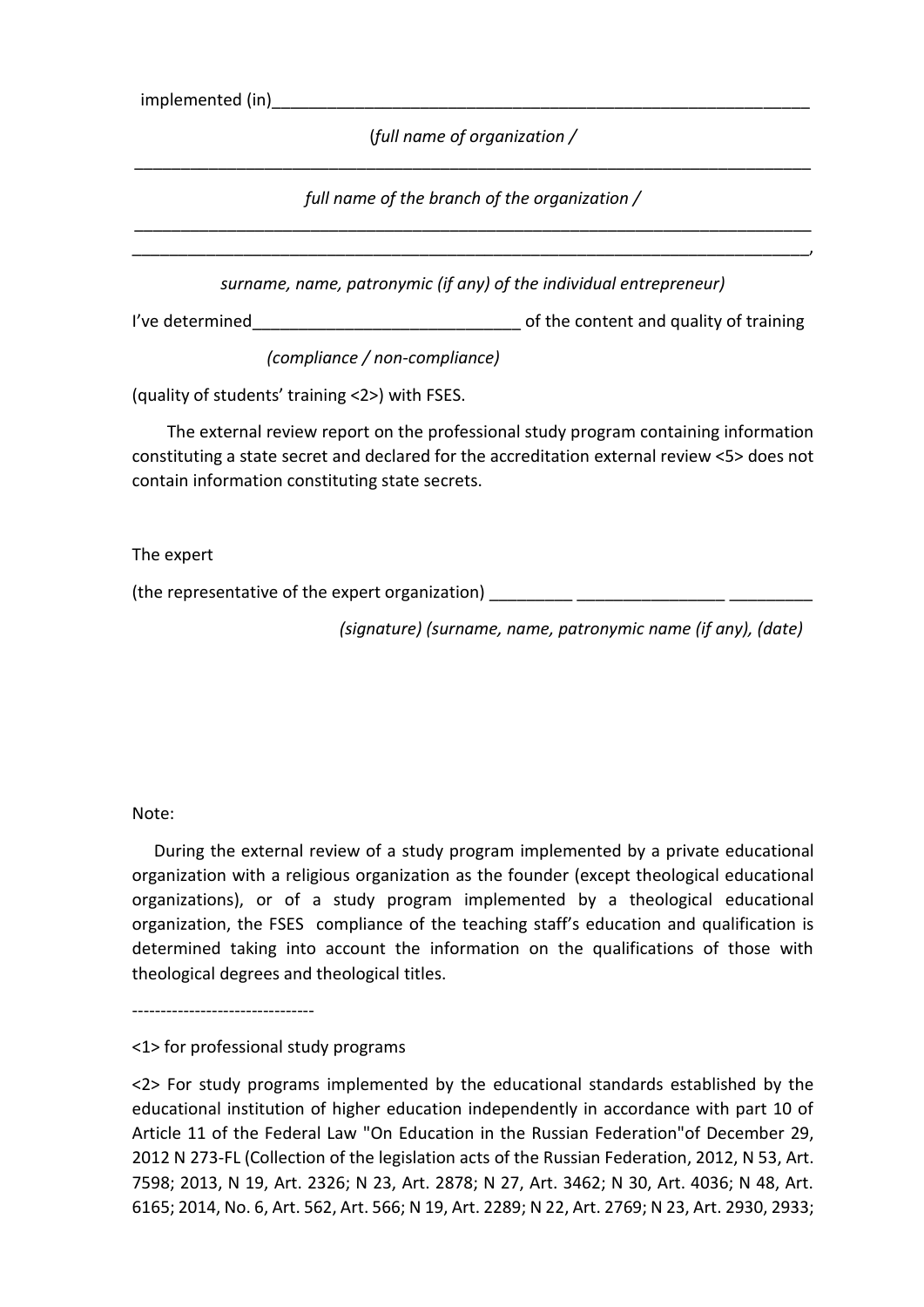implemented (in)____________________________________________________________

(*full name of organization /*

_____________________________________________________________________________

*full name of the branch of the organization /*

_____________________________________________________________________________

_____________________________________________________________________________,

*surname, name, patronymic (if any) of the individual entrepreneur)*

I've determined_____________________________ of the content and quality of training

*(compliance / non-compliance)*

(quality of students' training <2>) with FSES.

The external review report on the professional study program containing information constituting a state secret and declared for the accreditation external review <5> does not contain information constituting state secrets.

The expert

(the representative of the expert organization) _________ ________________ _________

*(signature) (surname, name, patronymic name (if any), (date)*

Note:

During the external review of a study program implemented by a private educational organization with a religious organization as the founder (except theological educational organizations), or of a study program implemented by a theological educational organization, the FSES compliance of the teaching staff's education and qualification is determined taking into account the information on the qualifications of those with theological degrees and theological titles.

--------------------------------

<1> for professional study programs

<2> For study programs implemented by the educational standards established by the educational institution of higher education independently in accordance with part 10 of Article 11 of the Federal Law "On Education in the Russian Federation"of December 29, 2012 N 273-FL (Collection of the legislation acts of the Russian Federation, 2012, N 53, Art. 7598; 2013, N 19, Art. 2326; N 23, Art. 2878; N 27, Art. 3462; N 30, Art. 4036; N 48, Art. 6165; 2014, No. 6, Art. 562, Art. 566; N 19, Art. 2289; N 22, Art. 2769; N 23, Art. 2930, 2933;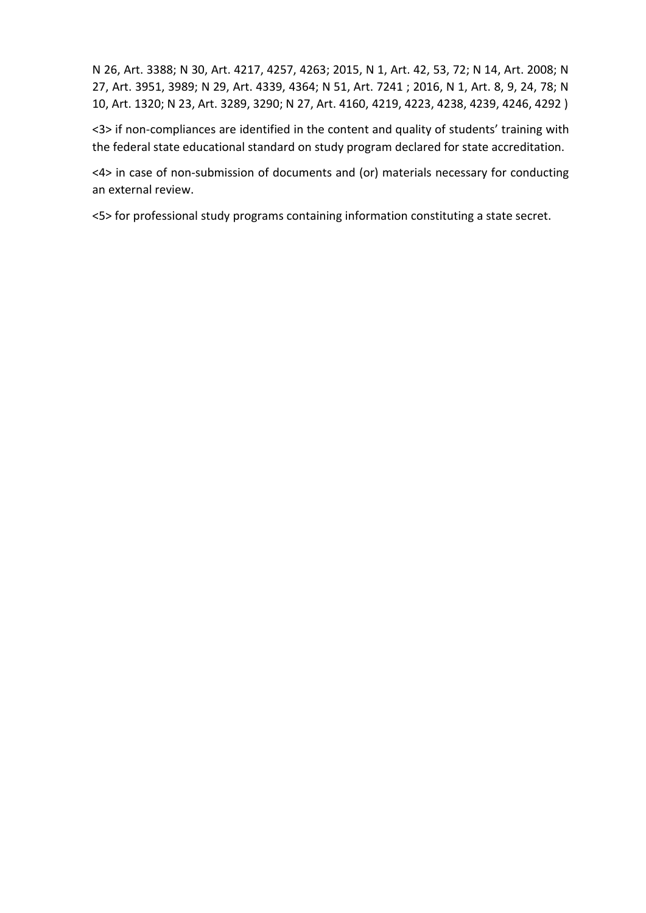N 26, Art. 3388; N 30, Art. 4217, 4257, 4263; 2015, N 1, Art. 42, 53, 72; N 14, Art. 2008; N 27, Art. 3951, 3989; N 29, Art. 4339, 4364; N 51, Art. 7241 ; 2016, N 1, Art. 8, 9, 24, 78; N 10, Art. 1320; N 23, Art. 3289, 3290; N 27, Art. 4160, 4219, 4223, 4238, 4239, 4246, 4292 )

<3> if non-compliances are identified in the content and quality of students' training with the federal state educational standard on study program declared for state accreditation.

<4> in case of non-submission of documents and (or) materials necessary for conducting an external review.

<5> for professional study programs containing information constituting a state secret.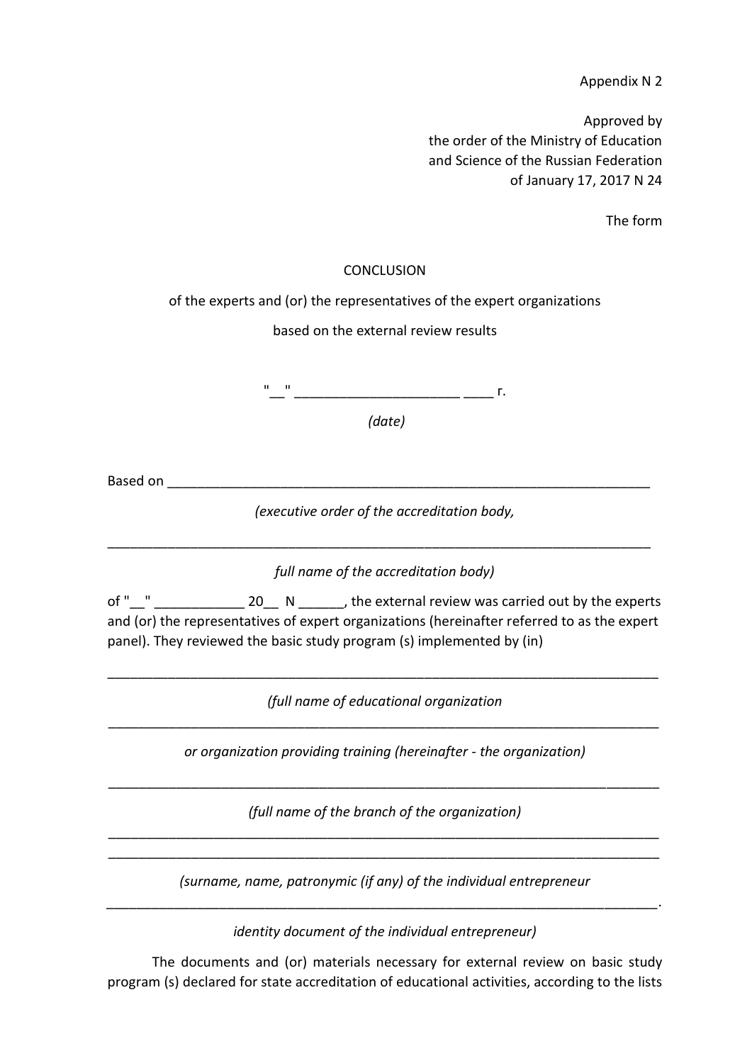Appendix N 2

Approved by
the order of the Ministry of Education
and Science of the Russian Federation
of January 17, 2017 N 24

The form

CONCLUSION

of the experts and (or) the representatives of the expert organizations

based on the external review results

"__" _____________________ ____ г.

*(date)*

Based on ___________________________________________________________________

*(executive order of the accreditation body,*

___________________________________________________________________________

*full name of the accreditation body)*

of "__" ____________ 20__ N ______, the external review was carried out by the experts and (or) the representatives of expert organizations (hereinafter referred to as the expert panel). They reviewed the basic study program (s) implemented by (in)

___________________________________________________________________________

*(full name of educational organization*

___________________________________________________________________________

*or organization providing training (hereinafter - the organization)*

___________________________________________________________________________

*(full name of the branch of the organization)*

___________________________________________________________________________

___________________________________________________________________________

*(surname, name, patronymic (if any) of the individual entrepreneur*

___________________________________________________________________________.

*identity document of the individual entrepreneur)*

The documents and (or) materials necessary for external review on basic study program (s) declared for state accreditation of educational activities, according to the lists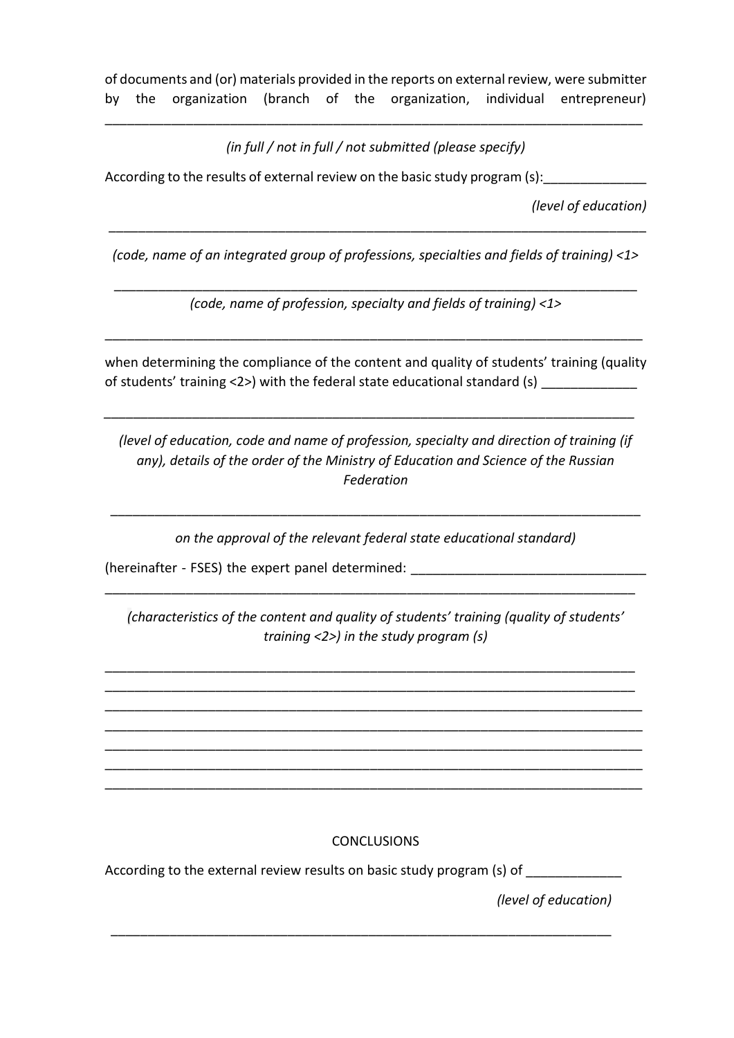of documents and (or) materials provided in the reports on external review, were submitter by the organization (branch of the organization, individual entrepreneur) ___________________________________________________________________________

*(in full / not in full / not submitted (please specify)*

According to the results of external review on the basic study program (s):______________

*(level of education)*

___________________________________________________________________________

*(code, name of an integrated group of professions, specialties and fields of training) <1>*

___________________________________________________________________________

*(code, name of profession, specialty and fields of training) <1>*

___________________________________________________________________________

when determining the compliance of the content and quality of students' training (quality of students' training <2>) with the federal state educational standard (s) _____________

___________________________________________________________________________

*(level of education, code and name of profession, specialty and direction of training (if any), details of the order of the Ministry of Education and Science of the Russian Federation*

___________________________________________________________________________

*on the approval of the relevant federal state educational standard)*

(hereinafter - FSES) the expert panel determined: ________________________________
___________________________________________________________________________

*(characteristics of the content and quality of students' training (quality of students' training <2>) in the study program (s)*

___________________________________________________________________________
___________________________________________________________________________
___________________________________________________________________________
___________________________________________________________________________
___________________________________________________________________________
___________________________________________________________________________
___________________________________________________________________________

CONCLUSIONS

According to the external review results on basic study program (s) of _____________

*(level of education)*

___________________________________________________________________________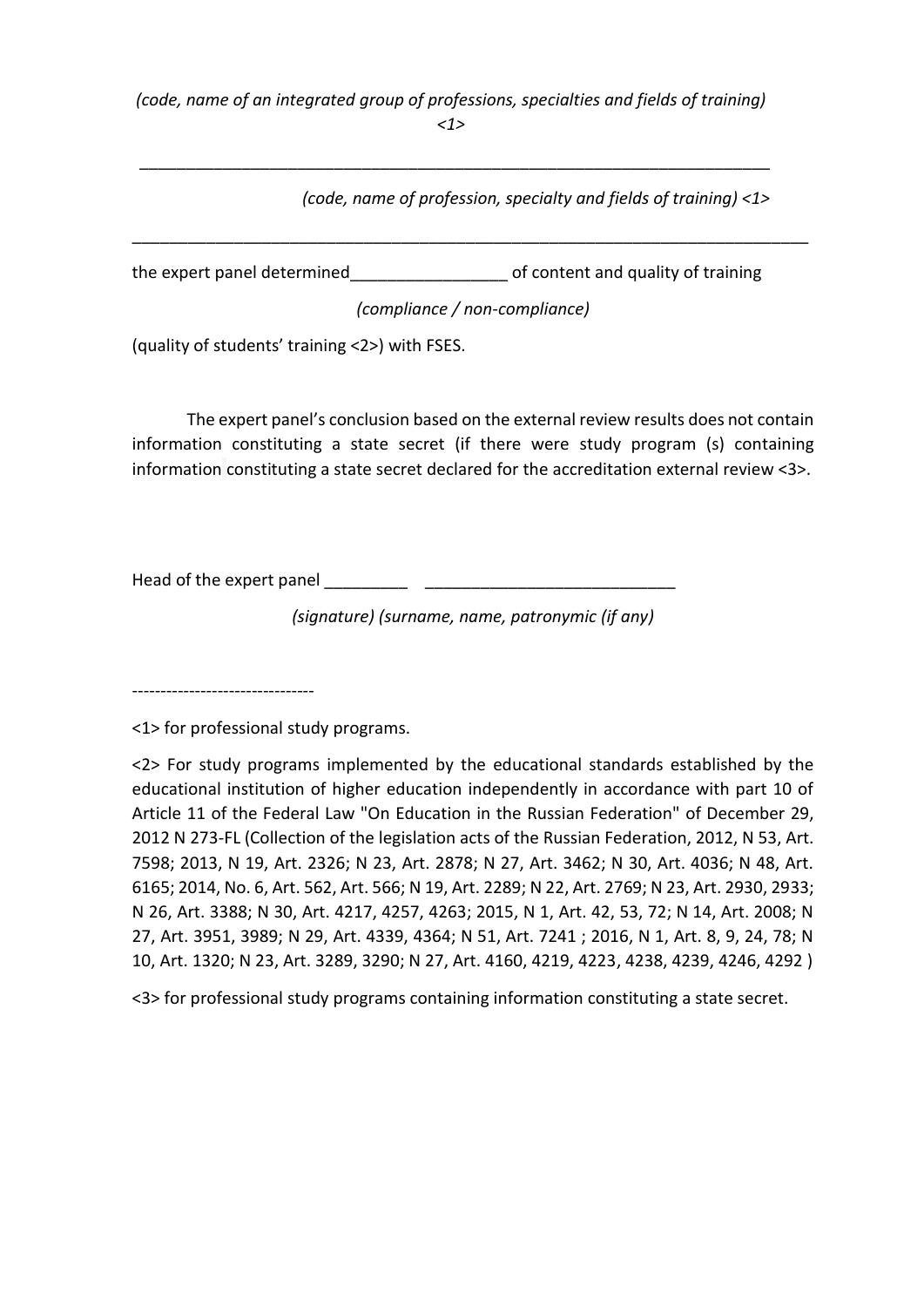*(code, name of an integrated group of professions, specialties and fields of training) <1>*

_____________________________________________________________________

*(code, name of profession, specialty and fields of training) <1>*

_________________________________________________________________________

the expert panel determined_________________ of content and quality of training

*(compliance / non-compliance)*

(quality of students' training <2>) with FSES.

The expert panel's conclusion based on the external review results does not contain information constituting a state secret (if there were study program (s) containing information constituting a state secret declared for the accreditation external review <3>.

Head of the expert panel _________ ___________________________

*(signature) (surname, name, patronymic (if any)*

--------------------------------

<1> for professional study programs.

<2> For study programs implemented by the educational standards established by the educational institution of higher education independently in accordance with part 10 of Article 11 of the Federal Law "On Education in the Russian Federation" of December 29, 2012 N 273-FL (Collection of the legislation acts of the Russian Federation, 2012, N 53, Art. 7598; 2013, N 19, Art. 2326; N 23, Art. 2878; N 27, Art. 3462; N 30, Art. 4036; N 48, Art. 6165; 2014, No. 6, Art. 562, Art. 566; N 19, Art. 2289; N 22, Art. 2769; N 23, Art. 2930, 2933; N 26, Art. 3388; N 30, Art. 4217, 4257, 4263; 2015, N 1, Art. 42, 53, 72; N 14, Art. 2008; N 27, Art. 3951, 3989; N 29, Art. 4339, 4364; N 51, Art. 7241 ; 2016, N 1, Art. 8, 9, 24, 78; N 10, Art. 1320; N 23, Art. 3289, 3290; N 27, Art. 4160, 4219, 4223, 4238, 4239, 4246, 4292 )

<3> for professional study programs containing information constituting a state secret.